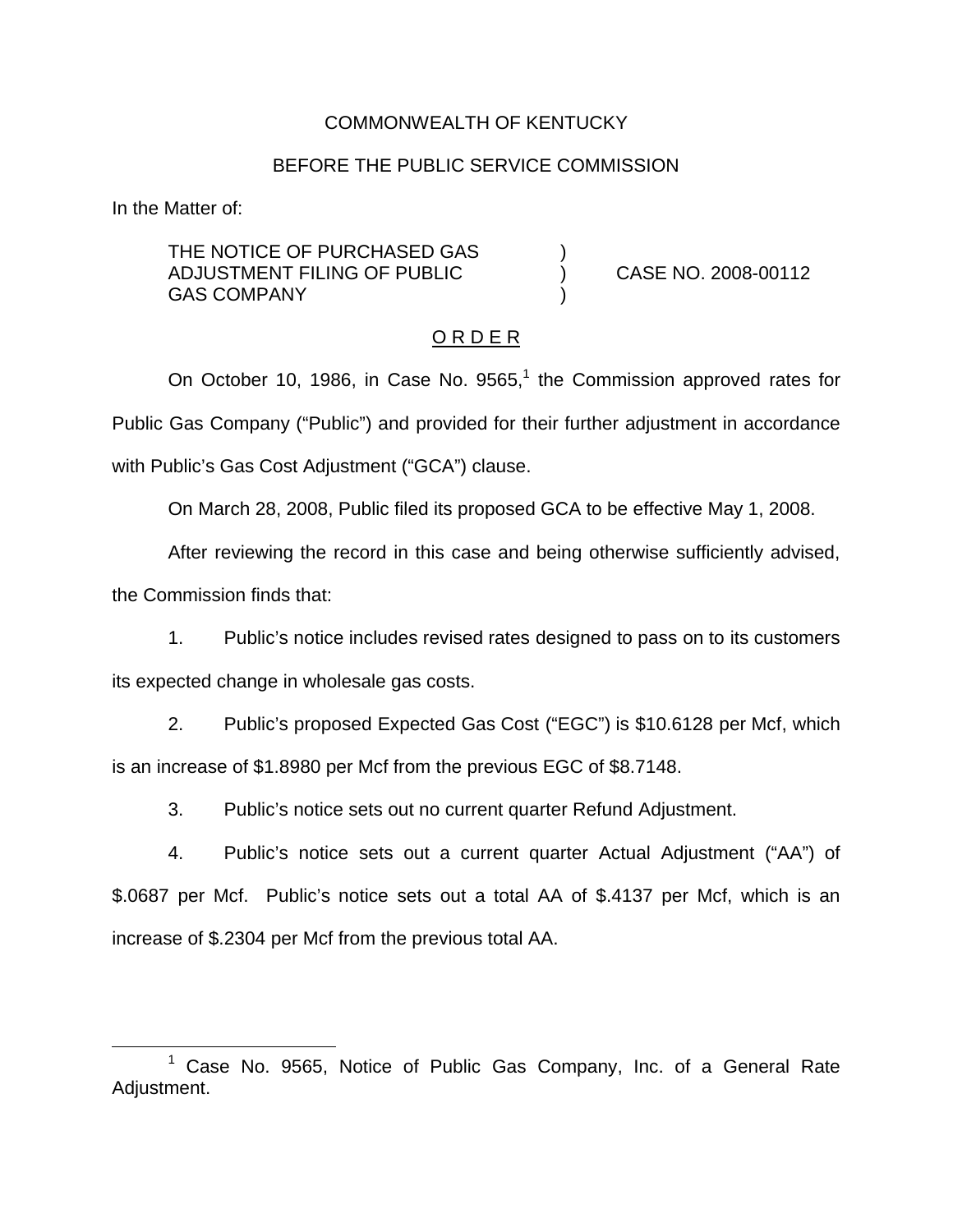COMMONWEALTH OF KENTUCKY

BEFORE THE PUBLIC SERVICE COMMISSION

In the Matter of:

THE NOTICE OF PURCHASED GAS ADJUSTMENT FILING OF PUBLIC GAS COMPANY ) CASE NO. 2008-00112

O R D E R

On October 10, 1986, in Case No. 9565,[1] the Commission approved rates for Public Gas Company ("Public") and provided for their further adjustment in accordance with Public's Gas Cost Adjustment ("GCA") clause.

On March 28, 2008, Public filed its proposed GCA to be effective May 1, 2008.

After reviewing the record in this case and being otherwise sufficiently advised, the Commission finds that:

1. Public's notice includes revised rates designed to pass on to its customers its expected change in wholesale gas costs.

2. Public's proposed Expected Gas Cost ("EGC") is $10.6128 per Mcf, which is an increase of $1.8980 per Mcf from the previous EGC of $8.7148.

3. Public's notice sets out no current quarter Refund Adjustment.

4. Public's notice sets out a current quarter Actual Adjustment ("AA") of $.0687 per Mcf. Public's notice sets out a total AA of $.4137 per Mcf, which is an increase of $.2304 per Mcf from the previous total AA.

[1] Case No. 9565, Notice of Public Gas Company, Inc. of a General Rate Adjustment.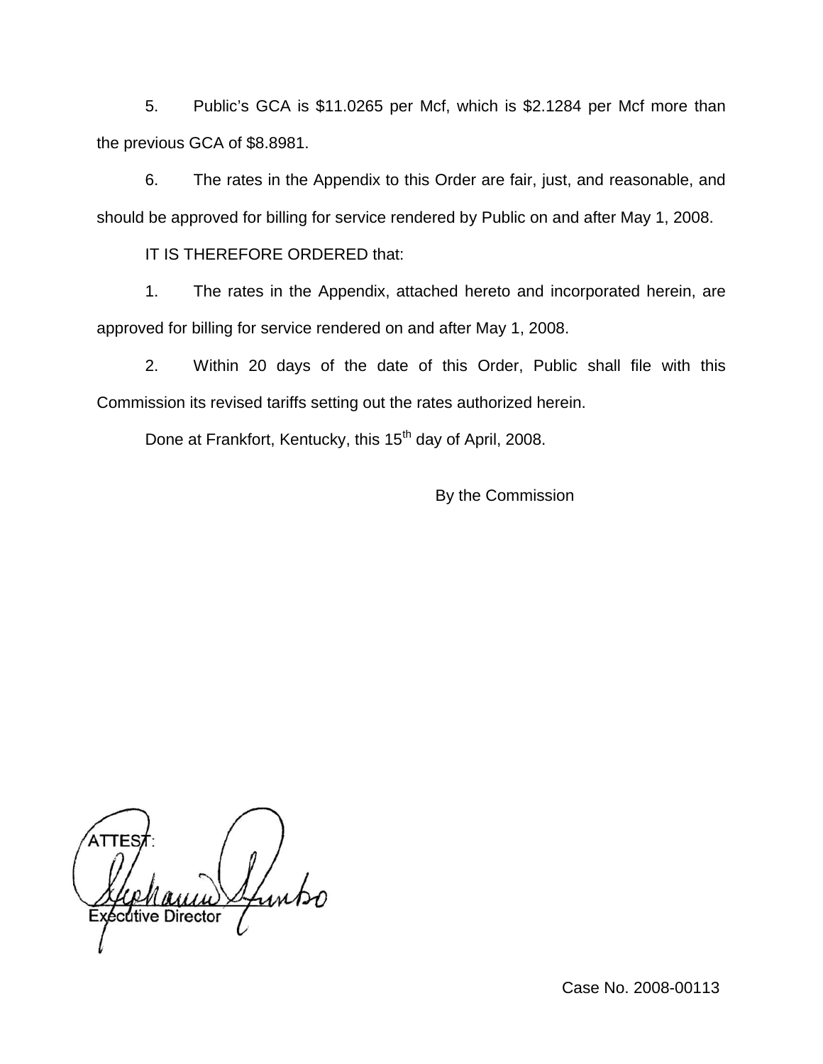5. Public's GCA is $11.0265 per Mcf, which is $2.1284 per Mcf more than the previous GCA of $8.8981.

6. The rates in the Appendix to this Order are fair, just, and reasonable, and should be approved for billing for service rendered by Public on and after May 1, 2008.

IT IS THEREFORE ORDERED that:

1. The rates in the Appendix, attached hereto and incorporated herein, are approved for billing for service rendered on and after May 1, 2008.

2. Within 20 days of the date of this Order, Public shall file with this Commission its revised tariffs setting out the rates authorized herein.

Done at Frankfort, Kentucky, this 15th day of April, 2008.

By the Commission

ATTEST:

Executive Director

Case No. 2008-00113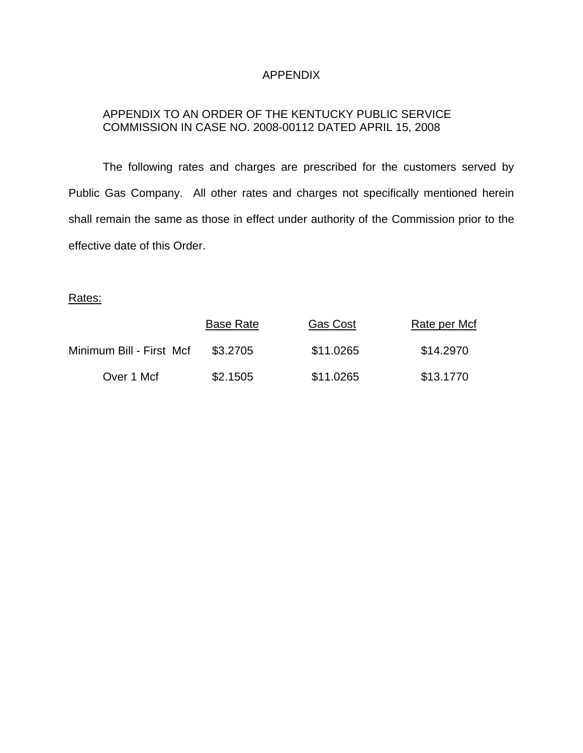# APPENDIX

APPENDIX TO AN ORDER OF THE KENTUCKY PUBLIC SERVICE COMMISSION IN CASE NO. 2008-00112 DATED APRIL 15, 2008

The following rates and charges are prescribed for the customers served by Public Gas Company. All other rates and charges not specifically mentioned herein shall remain the same as those in effect under authority of the Commission prior to the effective date of this Order.

Rates:

| | Base Rate | Gas Cost | Rate per Mcf |
|---|---|---|---|
| Minimum Bill - First Mcf | $3.2705 | $11.0265 | $14.2970 |
| Over 1 Mcf | $2.1505 | $11.0265 | $13.1770 |